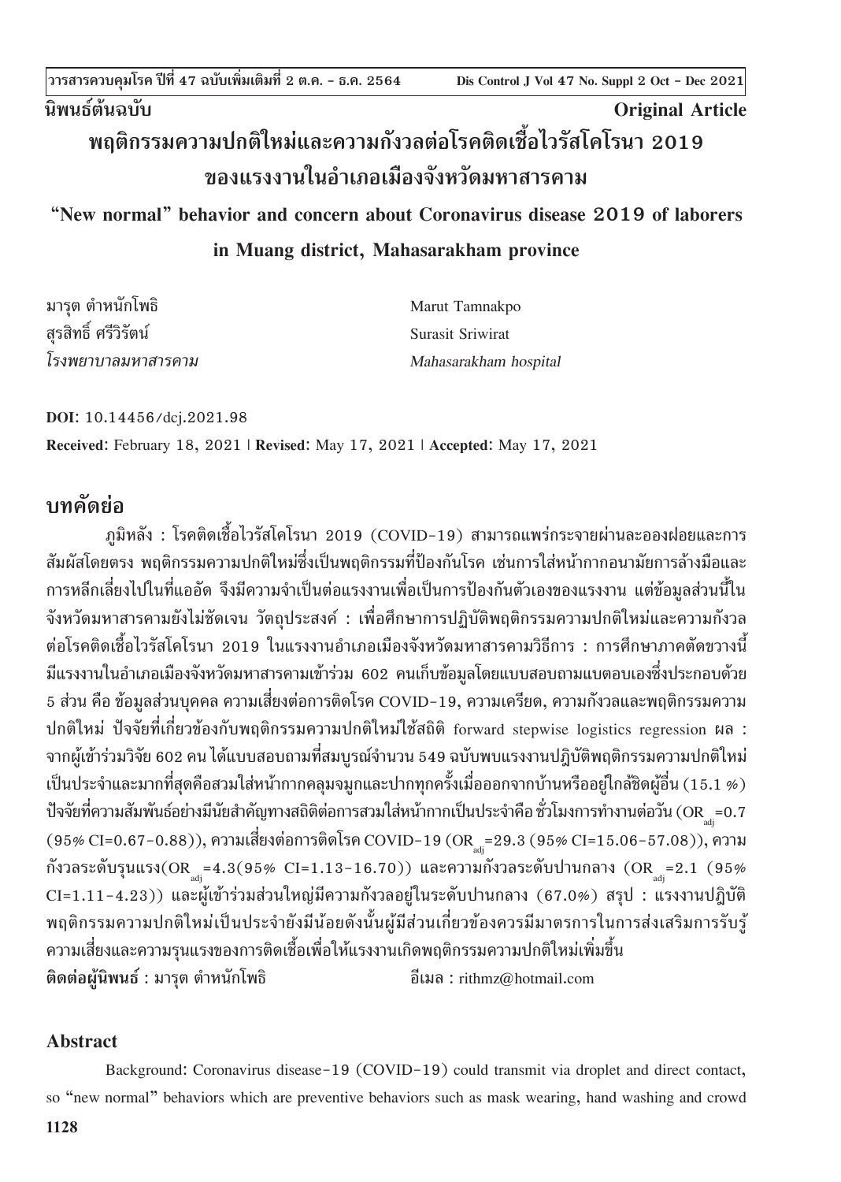นิพนธ์ต้นฉบับ

Original Article

# พฤติกรรมความปกติใหม่และความกังวลต่อโรคติดเชื้อไวรัสโคโรนา 2019 ของแรงงานในอำเภอเมืองจังหวัดมหาสารคาม

# "New normal" behavior and concern about Coronavirus disease 2019 of laborers in Muang district, Mahasarakham province

มารุต ตำหนักโพธิ  
สุรสิทธิ์ ศรีวิรัตน์  
*โรงพยาบาลมหาสารคาม*

Marut Tamnakpo  
Surasit Sriwirat  
*Mahasarakham hospital*

**DOI**: 10.14456/dcj.2021.98

**Received**: February 18, 2021 | **Revised**: May 17, 2021 | **Accepted**: May 17, 2021

## บทคัดย่อ

ภูมิหลัง : โรคติดเชื้อไวรัสโคโรนา 2019 (COVID-19) สามารถแพร่กระจายผ่านละอองฝอยและการสัมผัสโดยตรง พฤติกรรมความปกติใหม่ซึ่งเป็นพฤติกรรมที่ป้องกันโรค เช่นการใส่หน้ากากอนามัยการล้างมือและการหลีกเลี่ยงไปในที่แออัด จึงมีความจำเป็นต่อแรงงานเพื่อเป็นการป้องกันตัวเองของแรงงาน แต่ข้อมูลส่วนนี้ในจังหวัดมหาสารคามยังไม่ชัดเจน วัตถุประสงค์ : เพื่อศึกษาการปฏิบัติพฤติกรรมความปกติใหม่และความกังวลต่อโรคติดเชื้อไวรัสโคโรนา 2019 ในแรงงานอำเภอเมืองจังหวัดมหาสารคามวิธีการ : การศึกษาภาคตัดขวางนี้มีแรงงานในอำเภอเมืองจังหวัดมหาสารคามเข้าร่วม 602 คนเก็บข้อมูลโดยแบบสอบถามแบตอบเองซึ่งประกอบด้วย 5 ส่วน คือ ข้อมูลส่วนบุคคล ความเสี่ยงต่อการติดโรค COVID-19, ความเครียด, ความกังวลและพฤติกรรมความปกติใหม่ ปัจจัยที่เกี่ยวข้องกับพฤติกรรมความปกติใหม่ใช้สถิติ forward stepwise logistics regression ผล : จากผู้เข้าร่วมวิจัย 602 คน ได้แบบสอบถามที่สมบูรณ์จำนวน 549 ฉบับพบแรงงานปฏิบัติพฤติกรรมความปกติใหม่เป็นประจำและมากที่สุดคือสวมใส่หน้ากากคลุมจมูกและปากทุกครั้งเมื่อออกจากบ้านหรืออยู่ใกล้ชิดผู้อื่น (15.1 %) ปัจจัยที่ความสัมพันธ์อย่างมีนัยสำคัญทางสถิติต่อการสวมใส่หน้ากากเป็นประจำคือ ชั่วโมงการทำงานต่อวัน ($OR_{adj}$=0.7 (95% CI=0.67-0.88)), ความเสี่ยงต่อการติดโรค COVID-19 ($OR_{adj}$=29.3 (95% CI=15.06-57.08)), ความกังวลระดับรุนแรง($OR_{adj}$=4.3(95% CI=1.13-16.70)) และความกังวลระดับปานกลาง ($OR_{adj}$=2.1 (95% CI=1.11-4.23)) และผู้เข้าร่วมส่วนใหญ่มีความกังวลอยู่ในระดับปานกลาง (67.0%) สรุป : แรงงานปฏิบัติพฤติกรรมความปกติใหม่เป็นประจำยังมีน้อยดังนั้นผู้มีส่วนเกี่ยวข้องควรมีมาตรการในการส่งเสริมการรับรู้ความเสี่ยงและความรุนแรงของการติดเชื้อเพื่อให้แรงงานเกิดพฤติกรรมความปกติใหม่เพิ่มขึ้น

**ติดต่อผู้นิพนธ์** : มารุต ตำหนักโพธิ อีเมล : rithmz@hotmail.com

## Abstract

Background: Coronavirus disease-19 (COVID-19) could transmit via droplet and direct contact, so "new normal" behaviors which are preventive behaviors such as mask wearing, hand washing and crowd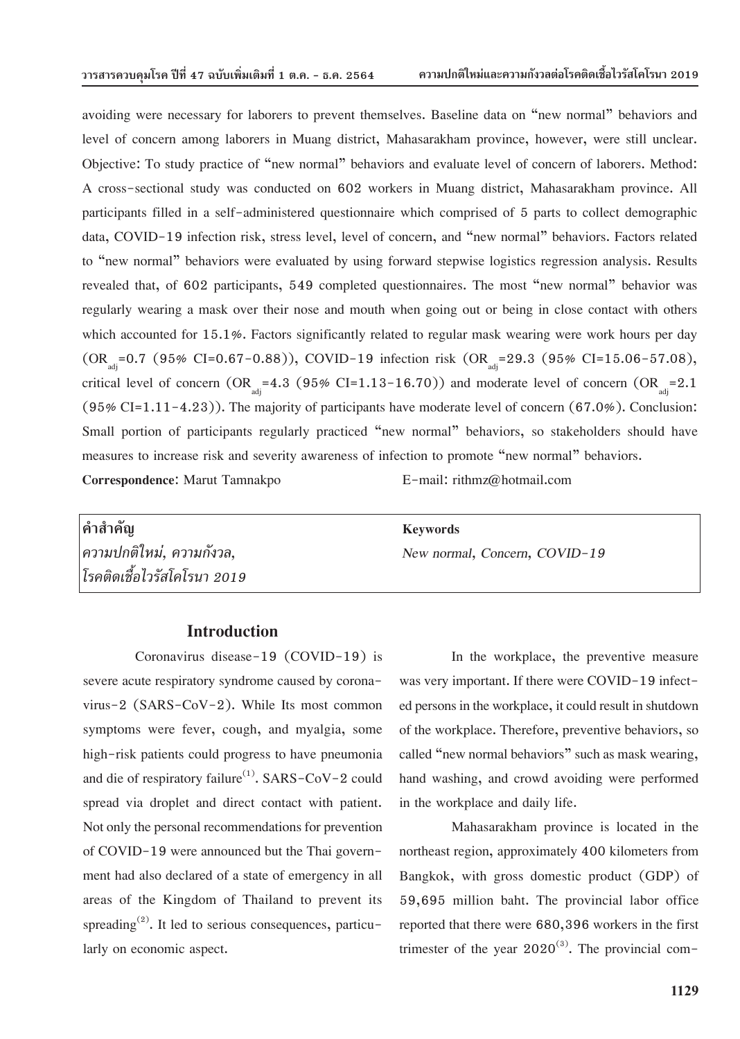avoiding were necessary for laborers to prevent themselves. Baseline data on "new normal" behaviors and level of concern among laborers in Muang district, Mahasarakham province, however, were still unclear. Objective: To study practice of "new normal" behaviors and evaluate level of concern of laborers. Method: A cross-sectional study was conducted on 602 workers in Muang district, Mahasarakham province. All participants filled in a self-administered questionnaire which comprised of 5 parts to collect demographic data, COVID-19 infection risk, stress level, level of concern, and "new normal" behaviors. Factors related to "new normal" behaviors were evaluated by using forward stepwise logistics regression analysis. Results revealed that, of 602 participants, 549 completed questionnaires. The most "new normal" behavior was regularly wearing a mask over their nose and mouth when going out or being in close contact with others which accounted for 15.1%. Factors significantly related to regular mask wearing were work hours per day ($OR_{adj}$=0.7 (95% CI=0.67-0.88)), COVID-19 infection risk ($OR_{adj}$=29.3 (95% CI=15.06-57.08), critical level of concern ($OR_{adj}$=4.3 (95% CI=1.13-16.70)) and moderate level of concern ($OR_{adj}$=2.1 (95% CI=1.11-4.23)). The majority of participants have moderate level of concern (67.0%). Conclusion: Small portion of participants regularly practiced "new normal" behaviors, so stakeholders should have measures to increase risk and severity awareness of infection to promote "new normal" behaviors.

**Correspondence**: Marut Tamnakpo E-mail: rithmz@hotmail.com

| **คำสำคัญ** | **Keywords** |
|---|---|
| *ความปกติใหม่, ความกังวล, โรคติดเชื้อไวรัสโคโรนา 2019* | *New normal, Concern, COVID-19* |

## Introduction

Coronavirus disease-19 (COVID-19) is severe acute respiratory syndrome caused by coronavirus-2 (SARS-CoV-2). While Its most common symptoms were fever, cough, and myalgia, some high-risk patients could progress to have pneumonia and die of respiratory failure[1]. SARS-CoV-2 could spread via droplet and direct contact with patient. Not only the personal recommendations for prevention of COVID-19 were announced but the Thai government had also declared of a state of emergency in all areas of the Kingdom of Thailand to prevent its spreading[2]. It led to serious consequences, particularly on economic aspect.

In the workplace, the preventive measure was very important. If there were COVID-19 infected persons in the workplace, it could result in shutdown of the workplace. Therefore, preventive behaviors, so called "new normal behaviors" such as mask wearing, hand washing, and crowd avoiding were performed in the workplace and daily life.

Mahasarakham province is located in the northeast region, approximately 400 kilometers from Bangkok, with gross domestic product (GDP) of 59,695 million baht. The provincial labor office reported that there were 680,396 workers in the first trimester of the year 2020[3]. The provincial com-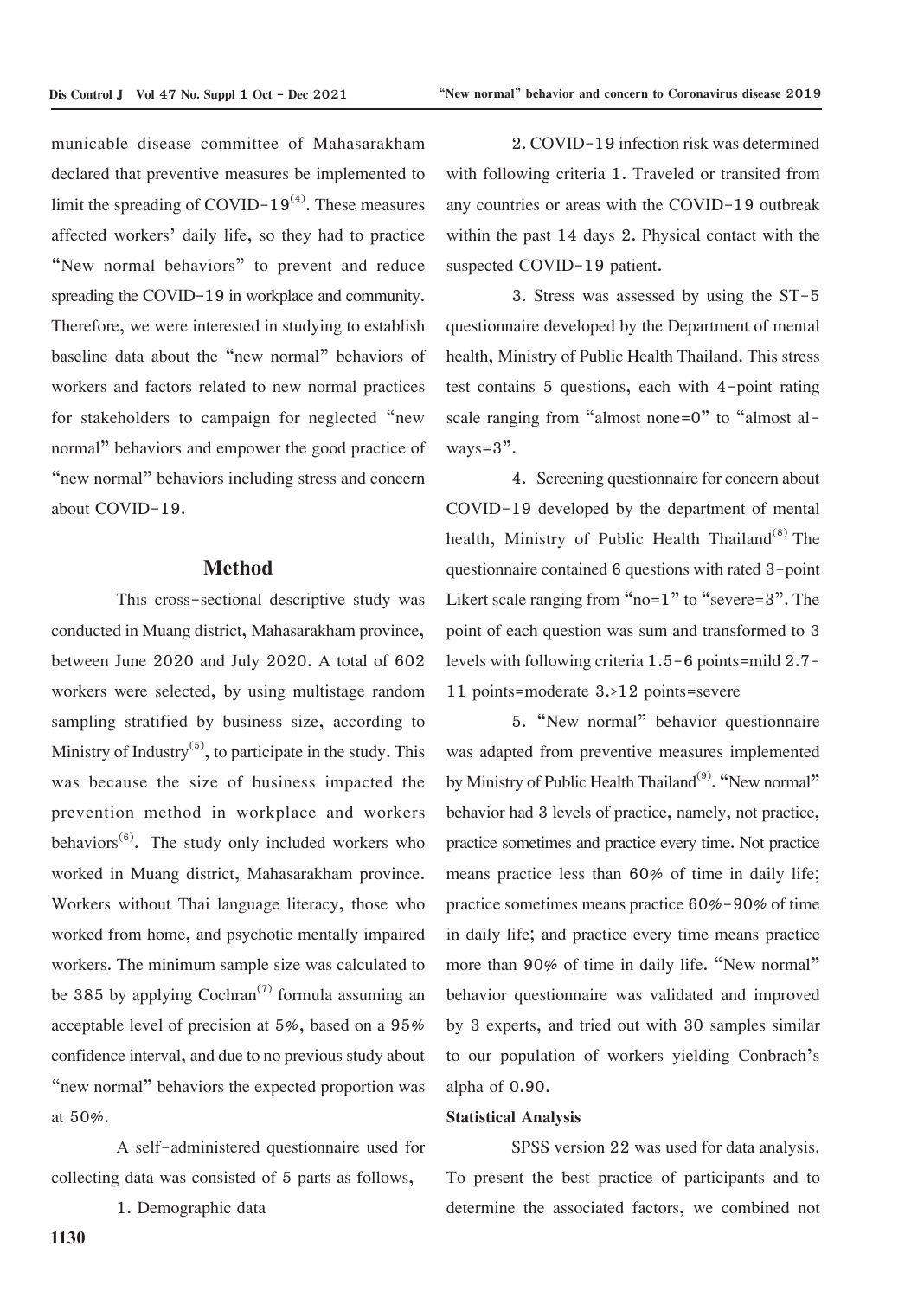municable disease committee of Mahasarakham declared that preventive measures be implemented to limit the spreading of COVID-19[4]. These measures affected workers' daily life, so they had to practice "New normal behaviors" to prevent and reduce spreading the COVID-19 in workplace and community. Therefore, we were interested in studying to establish baseline data about the "new normal" behaviors of workers and factors related to new normal practices for stakeholders to campaign for neglected "new normal" behaviors and empower the good practice of "new normal" behaviors including stress and concern about COVID-19.

## Method

This cross-sectional descriptive study was conducted in Muang district, Mahasarakham province, between June 2020 and July 2020. A total of 602 workers were selected, by using multistage random sampling stratified by business size, according to Ministry of Industry[5], to participate in the study. This was because the size of business impacted the prevention method in workplace and workers behaviors[6]. The study only included workers who worked in Muang district, Mahasarakham province. Workers without Thai language literacy, those who worked from home, and psychotic mentally impaired workers. The minimum sample size was calculated to be 385 by applying Cochran[7] formula assuming an acceptable level of precision at 5%, based on a 95% confidence interval, and due to no previous study about "new normal" behaviors the expected proportion was at 50%.

A self-administered questionnaire used for collecting data was consisted of 5 parts as follows,

1. Demographic data

2. COVID-19 infection risk was determined with following criteria 1. Traveled or transited from any countries or areas with the COVID-19 outbreak within the past 14 days 2. Physical contact with the suspected COVID-19 patient.

3. Stress was assessed by using the ST-5 questionnaire developed by the Department of mental health, Ministry of Public Health Thailand. This stress test contains 5 questions, each with 4-point rating scale ranging from "almost none=0" to "almost always=3".

4. Screening questionnaire for concern about COVID-19 developed by the department of mental health, Ministry of Public Health Thailand[8] The questionnaire contained 6 questions with rated 3-point Likert scale ranging from "no=1" to "severe=3". The point of each question was sum and transformed to 3 levels with following criteria 1.5-6 points=mild 2.7-11 points=moderate 3.>12 points=severe

5. "New normal" behavior questionnaire was adapted from preventive measures implemented by Ministry of Public Health Thailand[9]. "New normal" behavior had 3 levels of practice, namely, not practice, practice sometimes and practice every time. Not practice means practice less than 60% of time in daily life; practice sometimes means practice 60%-90% of time in daily life; and practice every time means practice more than 90% of time in daily life. "New normal" behavior questionnaire was validated and improved by 3 experts, and tried out with 30 samples similar to our population of workers yielding Conbrach's alpha of 0.90.

**Statistical Analysis**

SPSS version 22 was used for data analysis. To present the best practice of participants and to determine the associated factors, we combined not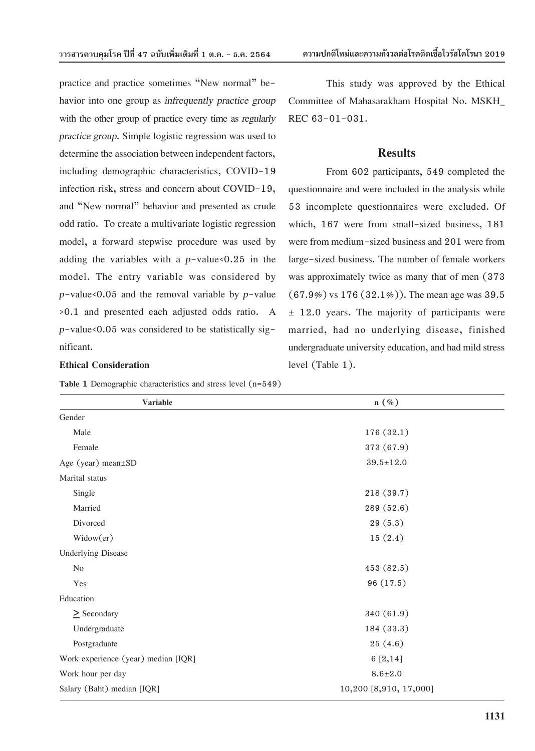practice and practice sometimes "New normal" behavior into one group as *infrequently practice group* with the other group of practice every time as *regularly practice group.* Simple logistic regression was used to determine the association between independent factors, including demographic characteristics, COVID-19 infection risk, stress and concern about COVID-19, and "New normal" behavior and presented as crude odd ratio. To create a multivariate logistic regression model, a forward stepwise procedure was used by adding the variables with a $p$-value<0.25 in the model. The entry variable was considered by $p$-value<0.05 and the removal variable by $p$-value >0.1 and presented each adjusted odds ratio. A $p$-value<0.05 was considered to be statistically significant.

**Ethical Consideration**

This study was approved by the Ethical Committee of Mahasarakham Hospital No. MSKH_REC 63-01-031.

## Results

From 602 participants, 549 completed the questionnaire and were included in the analysis while 53 incomplete questionnaires were excluded. Of which, 167 were from small-sized business, 181 were from medium-sized business and 201 were from large-sized business. The number of female workers was approximately twice as many that of men (373 (67.9%) vs 176 (32.1%)). The mean age was 39.5 ± 12.0 years. The majority of participants were married, had no underlying disease, finished undergraduate university education, and had mild stress level (Table 1).

**Table 1** Demographic characteristics and stress level (n=549)

| Variable | n (%) |
|---|---|
| Gender | |
| Male | 176 (32.1) |
| Female | 373 (67.9) |
| Age (year) mean±SD | 39.5±12.0 |
| Marital status | |
| Single | 218 (39.7) |
| Married | 289 (52.6) |
| Divorced | 29 (5.3) |
| Widow(er) | 15 (2.4) |
| Underlying Disease | |
| No | 453 (82.5) |
| Yes | 96 (17.5) |
| Education | |
| ≥ Secondary | 340 (61.9) |
| Undergraduate | 184 (33.3) |
| Postgraduate | 25 (4.6) |
| Work experience (year) median [IQR] | 6 [2,14] |
| Work hour per day | 8.6±2.0 |
| Salary (Baht) median [IQR] | 10,200 [8,910, 17,000] |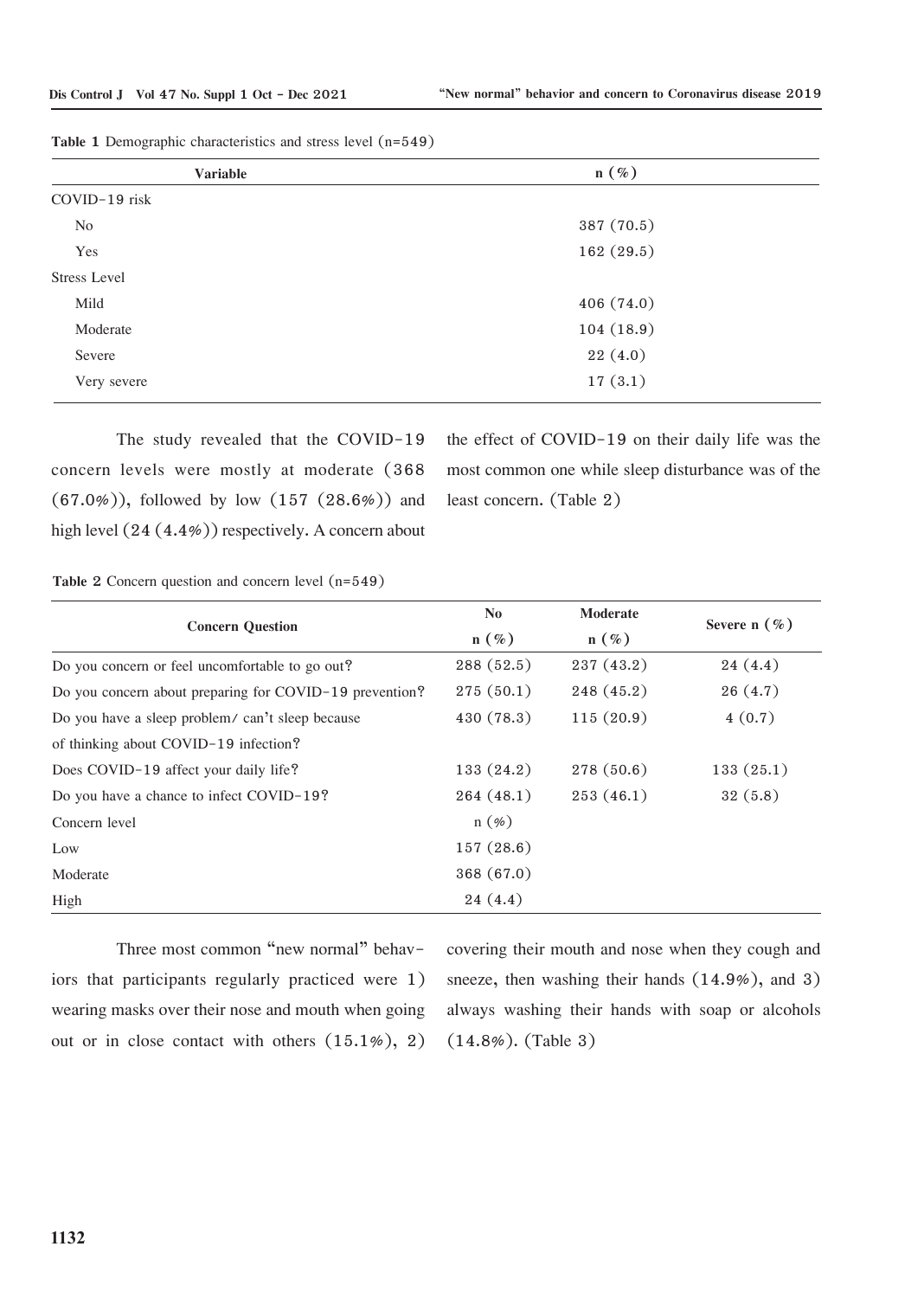**Table 1** Demographic characteristics and stress level (n=549)

| Variable | n (%) |
|---|---|
| COVID-19 risk | |
| No | 387 (70.5) |
| Yes | 162 (29.5) |
| Stress Level | |
| Mild | 406 (74.0) |
| Moderate | 104 (18.9) |
| Severe | 22 (4.0) |
| Very severe | 17 (3.1) |

The study revealed that the COVID-19 concern levels were mostly at moderate (368 (67.0%)), followed by low (157 (28.6%)) and high level (24 (4.4%)) respectively. A concern about the effect of COVID-19 on their daily life was the most common one while sleep disturbance was of the least concern. (Table 2)

**Table 2** Concern question and concern level (n=549)

| Concern Question | No n (%) | Moderate n (%) | Severe n (%) |
|---|---|---|---|
| Do you concern or feel uncomfortable to go out? | 288 (52.5) | 237 (43.2) | 24 (4.4) |
| Do you concern about preparing for COVID-19 prevention? | 275 (50.1) | 248 (45.2) | 26 (4.7) |
| Do you have a sleep problem/ can't sleep because of thinking about COVID-19 infection? | 430 (78.3) | 115 (20.9) | 4 (0.7) |
| Does COVID-19 affect your daily life? | 133 (24.2) | 278 (50.6) | 133 (25.1) |
| Do you have a chance to infect COVID-19? | 264 (48.1) | 253 (46.1) | 32 (5.8) |
| Concern level | n (%) | | |
| Low | 157 (28.6) | | |
| Moderate | 368 (67.0) | | |
| High | 24 (4.4) | | |

Three most common "new normal" behaviors that participants regularly practiced were 1) wearing masks over their nose and mouth when going out or in close contact with others (15.1%), 2) covering their mouth and nose when they cough and sneeze, then washing their hands (14.9%), and 3) always washing their hands with soap or alcohols (14.8%). (Table 3)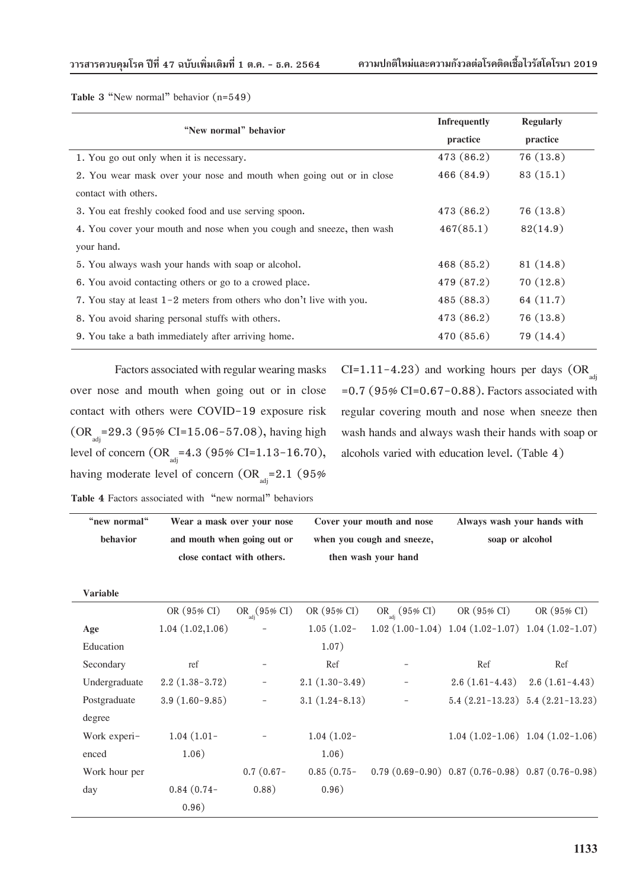**Table 3** "New normal" behavior (n=549)

| "New normal" behavior | Infrequently practice | Regularly practice |
|---|---|---|
| 1. You go out only when it is necessary. | 473 (86.2) | 76 (13.8) |
| 2. You wear mask over your nose and mouth when going out or in close contact with others. | 466 (84.9) | 83 (15.1) |
| 3. You eat freshly cooked food and use serving spoon. | 473 (86.2) | 76 (13.8) |
| 4. You cover your mouth and nose when you cough and sneeze, then wash your hand. | 467(85.1) | 82(14.9) |
| 5. You always wash your hands with soap or alcohol. | 468 (85.2) | 81 (14.8) |
| 6. You avoid contacting others or go to a crowed place. | 479 (87.2) | 70 (12.8) |
| 7. You stay at least 1-2 meters from others who don't live with you. | 485 (88.3) | 64 (11.7) |
| 8. You avoid sharing personal stuffs with others. | 473 (86.2) | 76 (13.8) |
| 9. You take a bath immediately after arriving home. | 470 (85.6) | 79 (14.4) |

Factors associated with regular wearing masks over nose and mouth when going out or in close contact with others were COVID-19 exposure risk ($OR_{adj}$=29.3 (95% CI=15.06-57.08), having high level of concern ($OR_{adj}$=4.3 (95% CI=1.13-16.70), having moderate level of concern ($OR_{adj}$=2.1 (95% CI=1.11-4.23) and working hours per days ($OR_{adj}$ =0.7 (95% CI=0.67-0.88). Factors associated with regular covering mouth and nose when sneeze then wash hands and always wash their hands with soap or alcohols varied with education level. (Table 4)

**Table 4** Factors associated with "new normal" behaviors

| "new normal" behavior | Wear a mask over your nose and mouth when going out or close contact with others. | | Cover your mouth and nose when you cough and sneeze, then wash your hand | | Always wash your hands with soap or alcohol | |
|---|---|---|---|---|---|---|
| **Variable** | OR (95% CI) | $OR_{adj}$ (95% CI) | OR (95% CI) | $OR_{adj}$ (95% CI) | OR (95% CI) | OR (95% CI) |
| **Age** | 1.04 (1.02,1.06) | - | 1.05 (1.02-1.07) | 1.02 (1.00-1.04) | 1.04 (1.02-1.07) | 1.04 (1.02-1.07) |
| Education | | | | | | |
| Secondary | ref | - | Ref | - | Ref | Ref |
| Undergraduate | 2.2 (1.38-3.72) | - | 2.1 (1.30-3.49) | - | 2.6 (1.61-4.43) | 2.6 (1.61-4.43) |
| Postgraduate degree | 3.9 (1.60-9.85) | - | 3.1 (1.24-8.13) | - | 5.4 (2.21-13.23) | 5.4 (2.21-13.23) |
| Work experienced | 1.04 (1.01-1.06) | - | 1.04 (1.02-1.06) | | 1.04 (1.02-1.06) | 1.04 (1.02-1.06) |
| Work hour per day | 0.84 (0.74-0.96) | 0.7 (0.67-0.88) | 0.85 (0.75-0.96) | 0.79 (0.69-0.90) | 0.87 (0.76-0.98) | 0.87 (0.76-0.98) |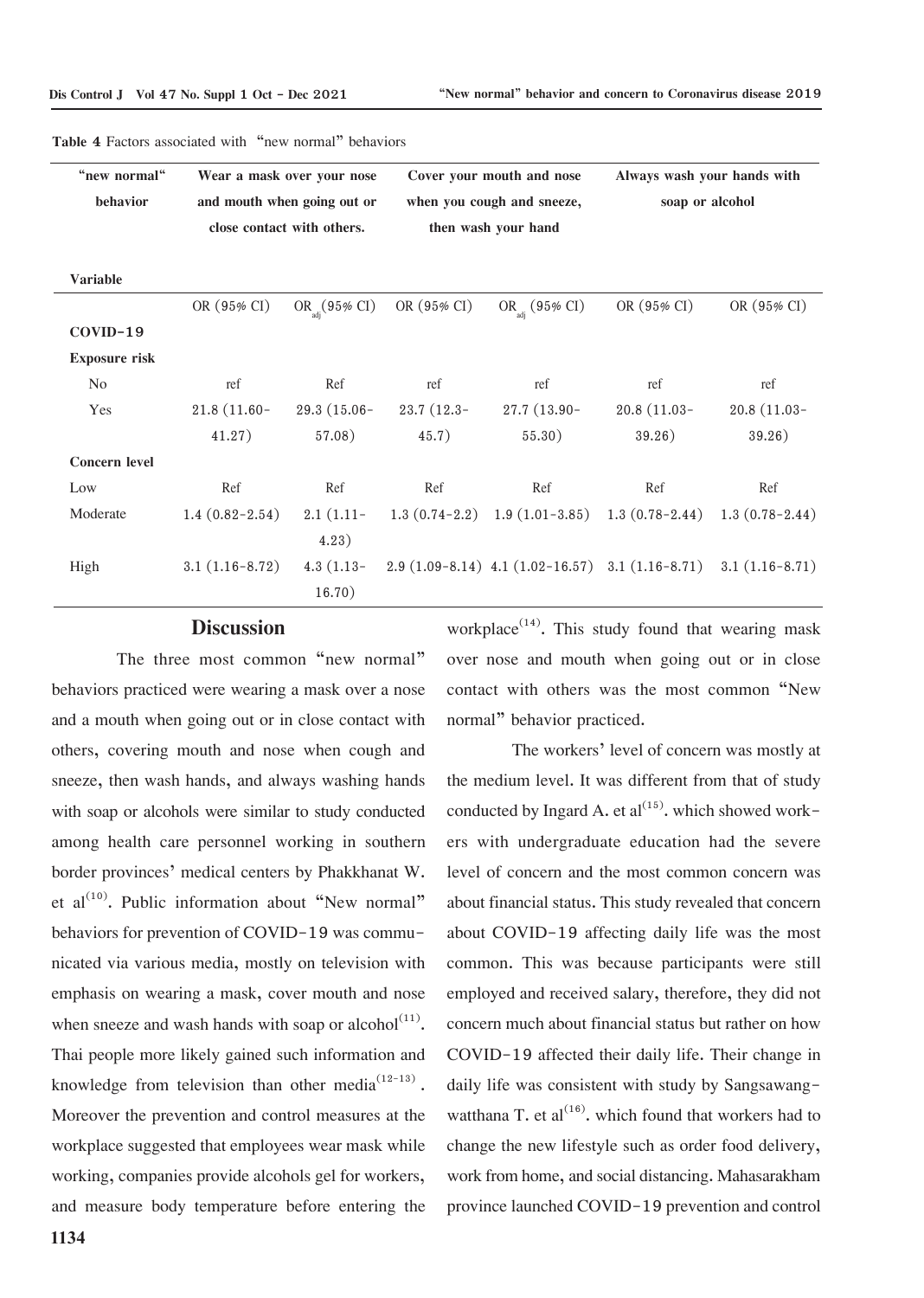**Table 4** Factors associated with "new normal" behaviors

| "new normal" behavior | Wear a mask over your nose and mouth when going out or close contact with others. | | Cover your mouth and nose when you cough and sneeze, then wash your hand | | Always wash your hands with soap or alcohol | |
|---|---|---|---|---|---|---|
| **Variable** | OR (95% CI) | $OR_{adj}$ (95% CI) | OR (95% CI) | $OR_{adj}$ (95% CI) | OR (95% CI) | OR (95% CI) |
| **COVID-19** | | | | | | |
| **Exposure risk** | | | | | | |
| No | ref | Ref | ref | ref | ref | ref |
| Yes | 21.8 (11.60-41.27) | 29.3 (15.06-57.08) | 23.7 (12.3-45.7) | 27.7 (13.90-55.30) | 20.8 (11.03-39.26) | 20.8 (11.03-39.26) |
| **Concern level** | | | | | | |
| Low | Ref | Ref | Ref | Ref | Ref | Ref |
| Moderate | 1.4 (0.82-2.54) | 2.1 (1.11-4.23) | 1.3 (0.74-2.2) | 1.9 (1.01-3.85) | 1.3 (0.78-2.44) | 1.3 (0.78-2.44) |
| High | 3.1 (1.16-8.72) | 4.3 (1.13-16.70) | 2.9 (1.09-8.14) | 4.1 (1.02-16.57) | 3.1 (1.16-8.71) | 3.1 (1.16-8.71) |

## Discussion

The three most common "new normal" behaviors practiced were wearing a mask over a nose and a mouth when going out or in close contact with others, covering mouth and nose when cough and sneeze, then wash hands, and always washing hands with soap or alcohols were similar to study conducted among health care personnel working in southern border provinces' medical centers by Phakkhanat W. et al[10]. Public information about "New normal" behaviors for prevention of COVID-19 was communicated via various media, mostly on television with emphasis on wearing a mask, cover mouth and nose when sneeze and wash hands with soap or alcohol[11]. Thai people more likely gained such information and knowledge from television than other media[12-13]. Moreover the prevention and control measures at the workplace suggested that employees wear mask while working, companies provide alcohols gel for workers, and measure body temperature before entering the workplace[14]. This study found that wearing mask over nose and mouth when going out or in close contact with others was the most common "New normal" behavior practiced.

The workers' level of concern was mostly at the medium level. It was different from that of study conducted by Ingard A. et al[15]. which showed workers with undergraduate education had the severe level of concern and the most common concern was about financial status. This study revealed that concern about COVID-19 affecting daily life was the most common. This was because participants were still employed and received salary, therefore, they did not concern much about financial status but rather on how COVID-19 affected their daily life. Their change in daily life was consistent with study by Sangsawangwatthana T. et al[16]. which found that workers had to change the new lifestyle such as order food delivery, work from home, and social distancing. Mahasarakham province launched COVID-19 prevention and control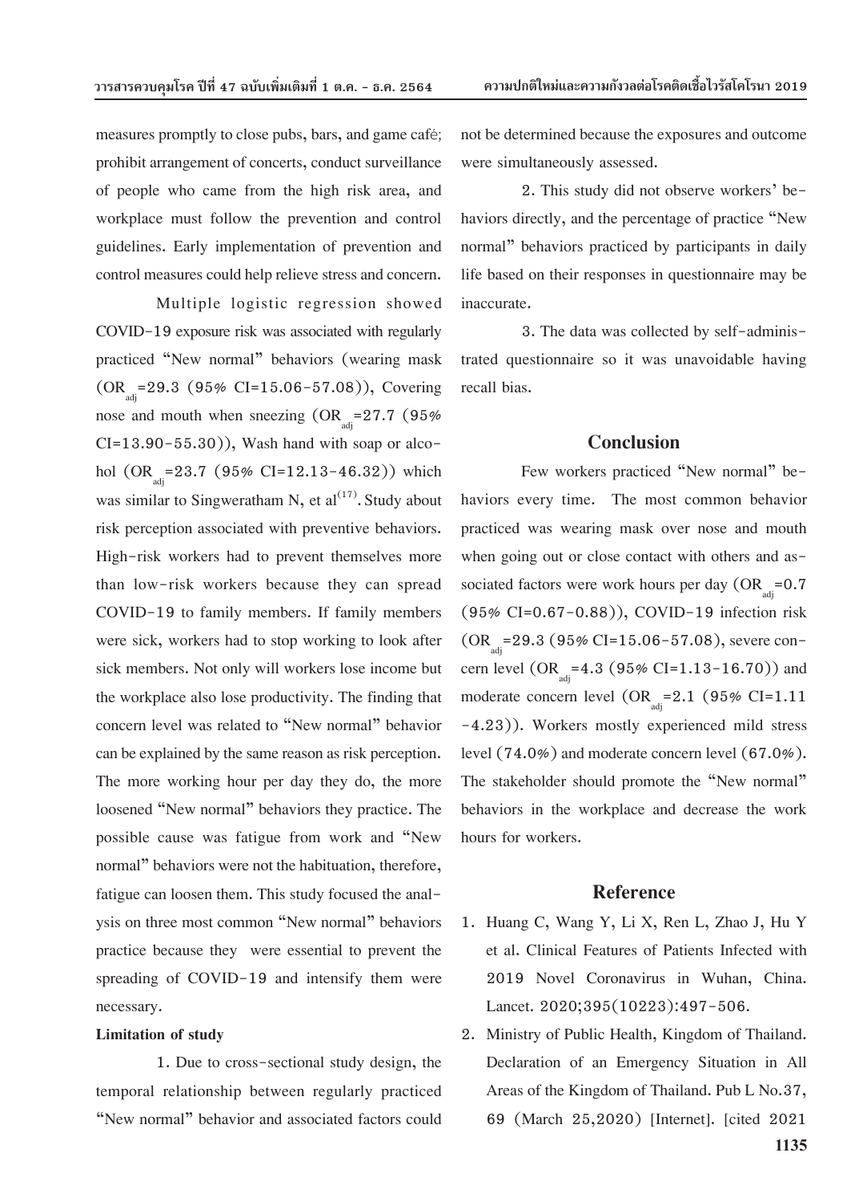measures promptly to close pubs, bars, and game café; prohibit arrangement of concerts, conduct surveillance of people who came from the high risk area, and workplace must follow the prevention and control guidelines. Early implementation of prevention and control measures could help relieve stress and concern.

Multiple logistic regression showed COVID-19 exposure risk was associated with regularly practiced "New normal" behaviors (wearing mask ($OR_{adj}$=29.3 (95% CI=15.06-57.08)), Covering nose and mouth when sneezing ($OR_{adj}$=27.7 (95% CI=13.90-55.30)), Wash hand with soap or alcohol ($OR_{adj}$=23.7 (95% CI=12.13-46.32)) which was similar to Singweratham N, et al[17]. Study about risk perception associated with preventive behaviors. High-risk workers had to prevent themselves more than low-risk workers because they can spread COVID-19 to family members. If family members were sick, workers had to stop working to look after sick members. Not only will workers lose income but the workplace also lose productivity. The finding that concern level was related to "New normal" behavior can be explained by the same reason as risk perception. The more working hour per day they do, the more loosened "New normal" behaviors they practice. The possible cause was fatigue from work and "New normal" behaviors were not the habituation, therefore, fatigue can loosen them. This study focused the analysis on three most common "New normal" behaviors practice because they were essential to prevent the spreading of COVID-19 and intensify them were necessary.

**Limitation of study**

1. Due to cross-sectional study design, the temporal relationship between regularly practiced "New normal" behavior and associated factors could not be determined because the exposures and outcome were simultaneously assessed.

2. This study did not observe workers' behaviors directly, and the percentage of practice "New normal" behaviors practiced by participants in daily life based on their responses in questionnaire may be inaccurate.

3. The data was collected by self-administrated questionnaire so it was unavoidable having recall bias.

## Conclusion

Few workers practiced "New normal" behaviors every time. The most common behavior practiced was wearing mask over nose and mouth when going out or close contact with others and associated factors were work hours per day ($OR_{adj}$=0.7 (95% CI=0.67-0.88)), COVID-19 infection risk ($OR_{adj}$=29.3 (95% CI=15.06-57.08), severe concern level ($OR_{adj}$=4.3 (95% CI=1.13-16.70)) and moderate concern level ($OR_{adj}$=2.1 (95% CI=1.11-4.23)). Workers mostly experienced mild stress level (74.0%) and moderate concern level (67.0%). The stakeholder should promote the "New normal" behaviors in the workplace and decrease the work hours for workers.

## Reference

1. Huang C, Wang Y, Li X, Ren L, Zhao J, Hu Y et al. Clinical Features of Patients Infected with 2019 Novel Coronavirus in Wuhan, China. Lancet. 2020;395(10223):497-506.
2. Ministry of Public Health, Kingdom of Thailand. Declaration of an Emergency Situation in All Areas of the Kingdom of Thailand. Pub L No.37, 69 (March 25,2020) [Internet]. [cited 2021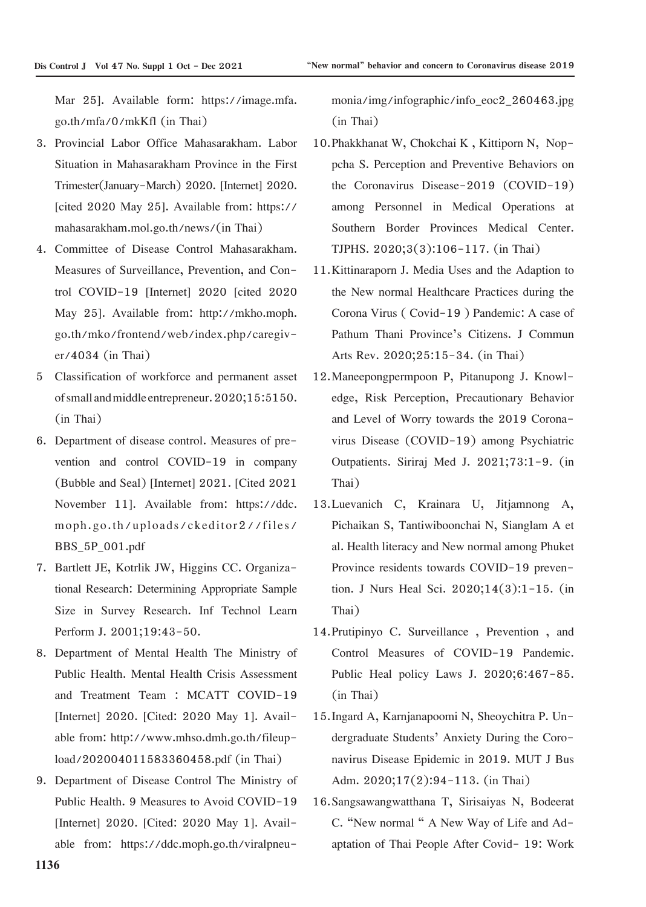Mar 25]. Available form: https://image.mfa.go.th/mfa/0/mkKfl (in Thai)

3. Provincial Labor Office Mahasarakham. Labor Situation in Mahasarakham Province in the First Trimester(January-March) 2020. [Internet] 2020. [cited 2020 May 25]. Available from: https://mahasarakham.mol.go.th/news/(in Thai)
4. Committee of Disease Control Mahasarakham. Measures of Surveillance, Prevention, and Control COVID-19 [Internet] 2020 [cited 2020 May 25]. Available from: http://mkho.moph.go.th/mko/frontend/web/index.php/caregiver/4034 (in Thai)
5. Classification of workforce and permanent asset of small and middle entrepreneur. 2020;15:5150. (in Thai)
6. Department of disease control. Measures of prevention and control COVID-19 in company (Bubble and Seal) [Internet] 2021. [Cited 2021 November 11]. Available from: https://ddc.moph.go.th/uploads/ckeditor2//files/BBS_5P_001.pdf
7. Bartlett JE, Kotrlik JW, Higgins CC. Organizational Research: Determining Appropriate Sample Size in Survey Research. Inf Technol Learn Perform J. 2001;19:43-50.
8. Department of Mental Health The Ministry of Public Health. Mental Health Crisis Assessment and Treatment Team : MCATT COVID-19 [Internet] 2020. [Cited: 2020 May 1]. Available from: http://www.mhso.dmh.go.th/fileupload/202004011583360458.pdf (in Thai)
9. Department of Disease Control The Ministry of Public Health. 9 Measures to Avoid COVID-19 [Internet] 2020. [Cited: 2020 May 1]. Available from: https://ddc.moph.go.th/viralpneumonia/img/infographic/info_eoc2_260463.jpg (in Thai)
10. Phakkhanat W, Chokchai K , Kittiporn N, Noppcha S. Perception and Preventive Behaviors on the Coronavirus Disease-2019 (COVID-19) among Personnel in Medical Operations at Southern Border Provinces Medical Center. TJPHS. 2020;3(3):106-117. (in Thai)
11. Kittinaraporn J. Media Uses and the Adaption to the New normal Healthcare Practices during the Corona Virus ( Covid-19 ) Pandemic: A case of Pathum Thani Province's Citizens. J Commun Arts Rev. 2020;25:15-34. (in Thai)
12. Maneepongpermpoon P, Pitanupong J. Knowledge, Risk Perception, Precautionary Behavior and Level of Worry towards the 2019 Coronavirus Disease (COVID-19) among Psychiatric Outpatients. Siriraj Med J. 2021;73:1-9. (in Thai)
13. Luevanich C, Krainara U, Jitjamnong A, Pichaikan S, Tantiwiboonchai N, Sianglam A et al. Health literacy and New normal among Phuket Province residents towards COVID-19 prevention. J Nurs Heal Sci. 2020;14(3):1-15. (in Thai)
14. Prutipinyo C. Surveillance , Prevention , and Control Measures of COVID-19 Pandemic. Public Heal policy Laws J. 2020;6:467-85. (in Thai)
15. Ingard A, Karnjanapoomi N, Sheoychitra P. Undergraduate Students' Anxiety During the Coronavirus Disease Epidemic in 2019. MUT J Bus Adm. 2020;17(2):94-113. (in Thai)
16. Sangsawangwatthana T, Sirisaiyas N, Bodeerat C. "New normal " A New Way of Life and Adaptation of Thai People After Covid- 19: Work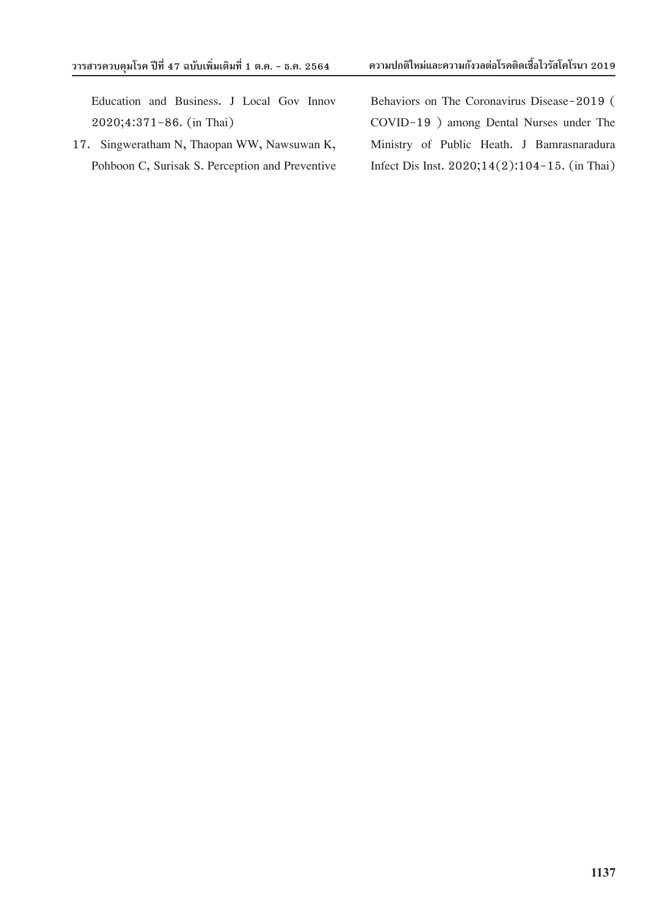Education and Business. J Local Gov Innov 2020;4:371-86. (in Thai)

17. Singweratham N, Thaopan WW, Nawsuwan K, Pohboon C, Surisak S. Perception and Preventive Behaviors on The Coronavirus Disease-2019 ( COVID-19 ) among Dental Nurses under The Ministry of Public Heath. J Bamrasnaradura Infect Dis Inst. 2020;14(2):104-15. (in Thai)